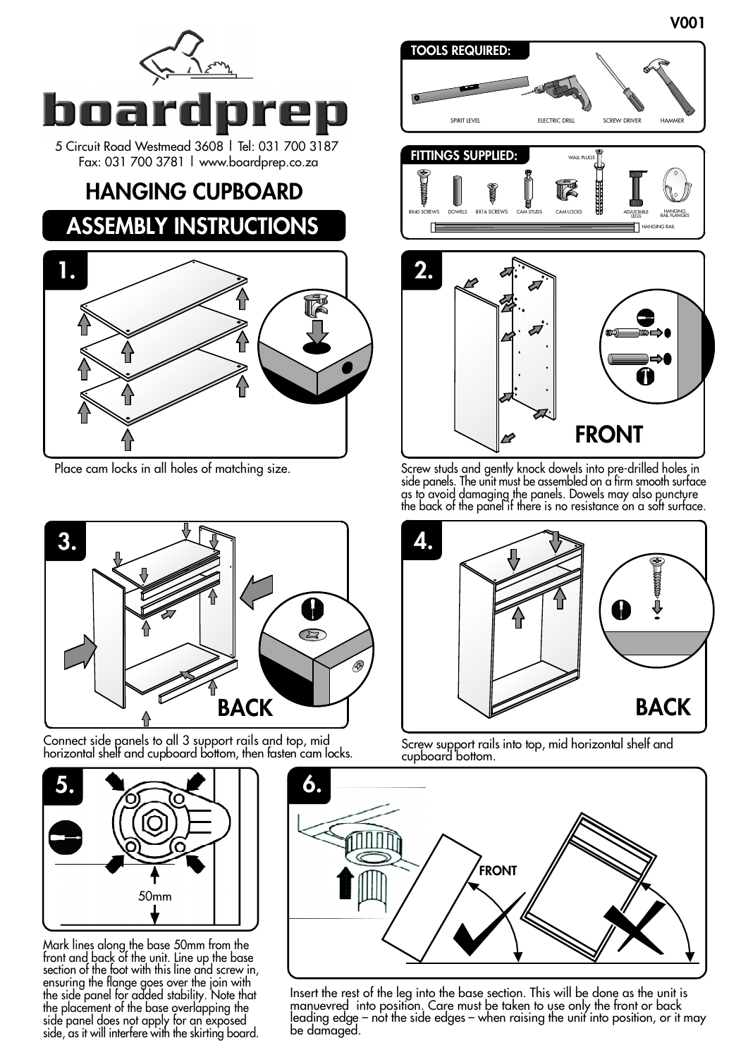V001

# boardprep

5 Circuit Road Westmead 3608 | Tel: 031 700 3187
Fax: 031 700 3781 | www.boardprep.co.za

# HANGING CUPBOARD

## ASSEMBLY INSTRUCTIONS

**TOOLS REQUIRED:**

SPIRIT LEVEL, ELECTRIC DRILL, SCREW DRIVER, HAMMER

**FITTINGS SUPPLIED:**

8X40 SCREWS, DOWELS, 8X16 SCREWS, CAM STUDS, CAM LOCKS, WALL PLUGS, ADJUSTABLE LEGS, HANGING RAIL FLANGES, HANGING RAIL

**1.**

Place cam locks in all holes of matching size.

**2.** FRONT

Screw studs and gently knock dowels into pre-drilled holes in side panels. The unit must be assembled on a firm smooth surface as to avoid damaging the panels. Dowels may also puncture the back of the panel if there is no resistance on a soft surface.

**3.** BACK

Connect side panels to all 3 support rails and top, mid horizontal shelf and cupboard bottom, then fasten cam locks.

**4.** BACK

Screw support rails into top, mid horizontal shelf and cupboard bottom.

**5.** 50mm

Mark lines along the base 50mm from the front and back of the unit. Line up the base section of the foot with this line and screw in, ensuring the flange goes over the join with the side panel for added stability. Note that the placement of the base overlapping the side panel does not apply for an exposed side, as it will interfere with the skirting board.

**6.** FRONT

Insert the rest of the leg into the base section. This will be done as the unit is manuevred into position. Care must be taken to use only the front or back leading edge – not the side edges – when raising the unit into position, or it may be damaged.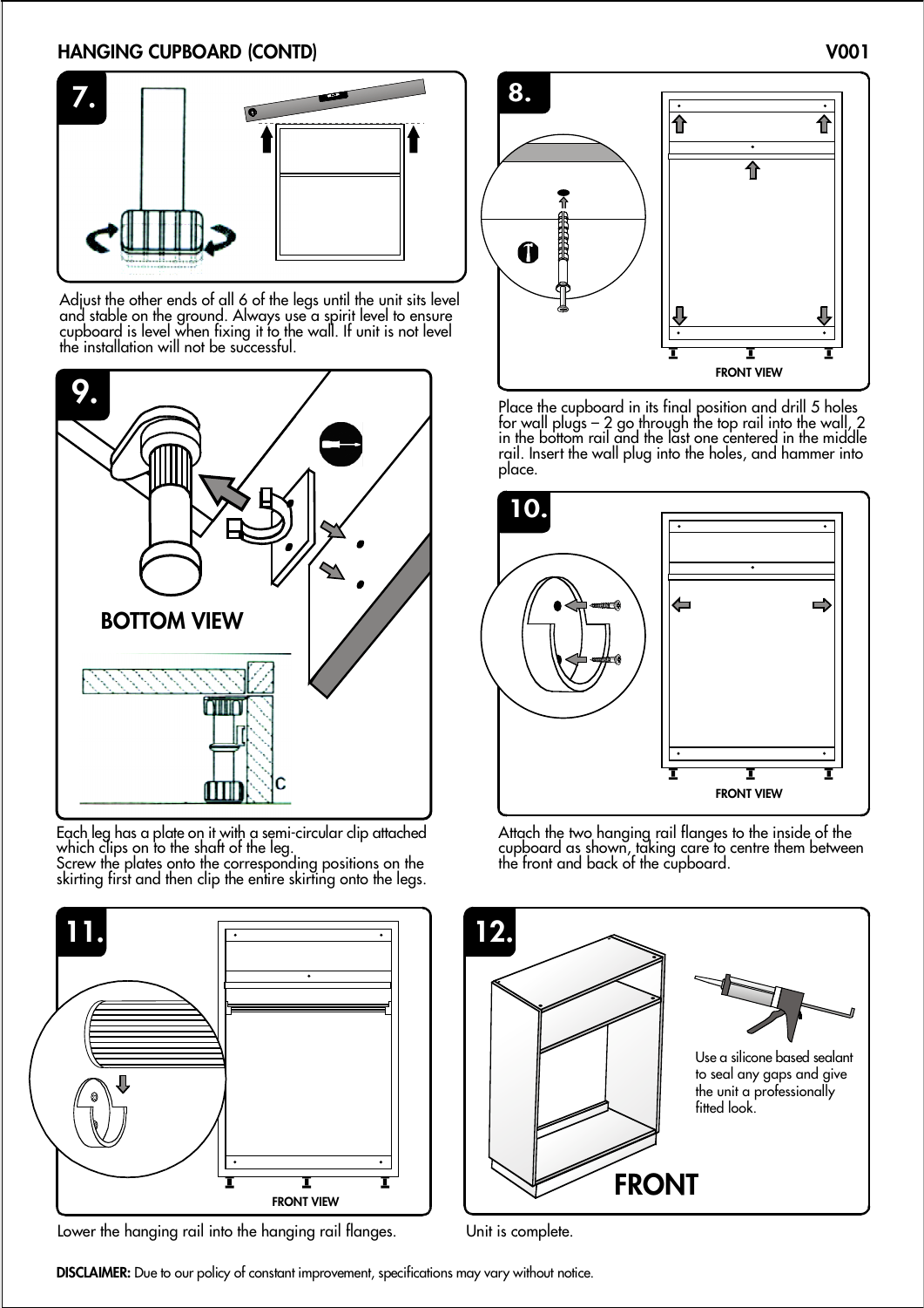# HANGING CUPBOARD (CONTD)

V001

## 7.

Adjust the other ends of all 6 of the legs until the unit sits level and stable on the ground. Always use a spirit level to ensure cupboard is level when fixing it to the wall. If unit is not level the installation will not be successful.

## 8.

FRONT VIEW

Place the cupboard in its final position and drill 5 holes for wall plugs – 2 go through the top rail into the wall, 2 in the bottom rail and the last one centered in the middle rail. Insert the wall plug into the holes, and hammer into place.

## 9.

BOTTOM VIEW

C

Each leg has a plate on it with a semi-circular clip attached which clips on to the shaft of the leg.
Screw the plates onto the corresponding positions on the skirting first and then clip the entire skirting onto the legs.

## 10.

FRONT VIEW

Attach the two hanging rail flanges to the inside of the cupboard as shown, taking care to centre them between the front and back of the cupboard.

## 11.

FRONT VIEW

Lower the hanging rail into the hanging rail flanges.

## 12.

Use a silicone based sealant to seal any gaps and give the unit a professionally fitted look.

FRONT

Unit is complete.

**DISCLAIMER:** Due to our policy of constant improvement, specifications may vary without notice.